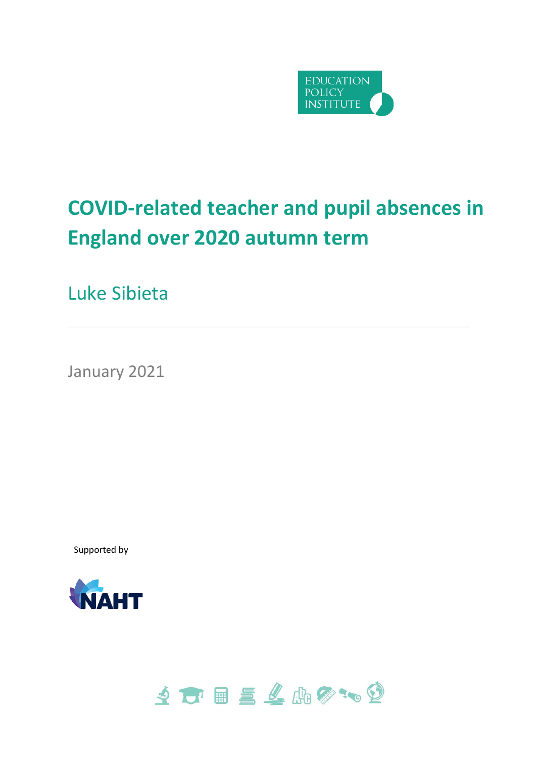EDUCATION POLICY INSTITUTE

# COVID-related teacher and pupil absences in England over 2020 autumn term

## Luke Sibieta

January 2021

Supported by

NAHT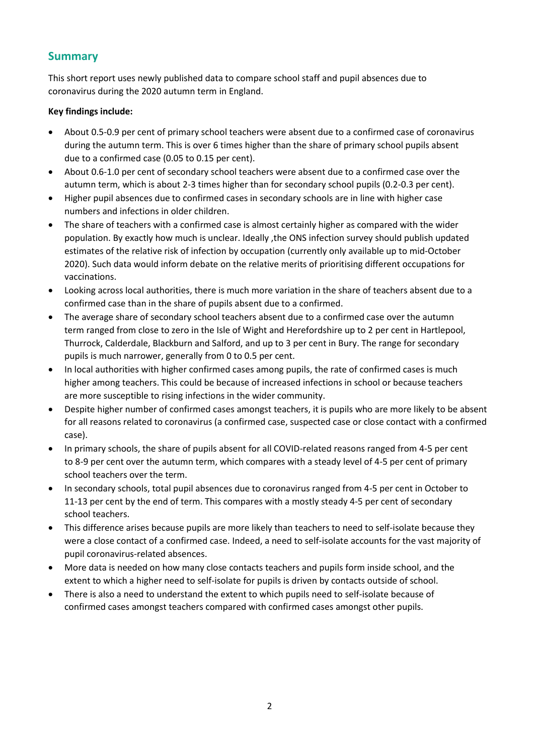## Summary

This short report uses newly published data to compare school staff and pupil absences due to coronavirus during the 2020 autumn term in England.

**Key findings include:**

- About 0.5-0.9 per cent of primary school teachers were absent due to a confirmed case of coronavirus during the autumn term. This is over 6 times higher than the share of primary school pupils absent due to a confirmed case (0.05 to 0.15 per cent).
- About 0.6-1.0 per cent of secondary school teachers were absent due to a confirmed case over the autumn term, which is about 2-3 times higher than for secondary school pupils (0.2-0.3 per cent).
- Higher pupil absences due to confirmed cases in secondary schools are in line with higher case numbers and infections in older children.
- The share of teachers with a confirmed case is almost certainly higher as compared with the wider population. By exactly how much is unclear. Ideally ,the ONS infection survey should publish updated estimates of the relative risk of infection by occupation (currently only available up to mid-October 2020). Such data would inform debate on the relative merits of prioritising different occupations for vaccinations.
- Looking across local authorities, there is much more variation in the share of teachers absent due to a confirmed case than in the share of pupils absent due to a confirmed.
- The average share of secondary school teachers absent due to a confirmed case over the autumn term ranged from close to zero in the Isle of Wight and Herefordshire up to 2 per cent in Hartlepool, Thurrock, Calderdale, Blackburn and Salford, and up to 3 per cent in Bury. The range for secondary pupils is much narrower, generally from 0 to 0.5 per cent.
- In local authorities with higher confirmed cases among pupils, the rate of confirmed cases is much higher among teachers. This could be because of increased infections in school or because teachers are more susceptible to rising infections in the wider community.
- Despite higher number of confirmed cases amongst teachers, it is pupils who are more likely to be absent for all reasons related to coronavirus (a confirmed case, suspected case or close contact with a confirmed case).
- In primary schools, the share of pupils absent for all COVID-related reasons ranged from 4-5 per cent to 8-9 per cent over the autumn term, which compares with a steady level of 4-5 per cent of primary school teachers over the term.
- In secondary schools, total pupil absences due to coronavirus ranged from 4-5 per cent in October to 11-13 per cent by the end of term. This compares with a mostly steady 4-5 per cent of secondary school teachers.
- This difference arises because pupils are more likely than teachers to need to self-isolate because they were a close contact of a confirmed case. Indeed, a need to self-isolate accounts for the vast majority of pupil coronavirus-related absences.
- More data is needed on how many close contacts teachers and pupils form inside school, and the extent to which a higher need to self-isolate for pupils is driven by contacts outside of school.
- There is also a need to understand the extent to which pupils need to self-isolate because of confirmed cases amongst teachers compared with confirmed cases amongst other pupils.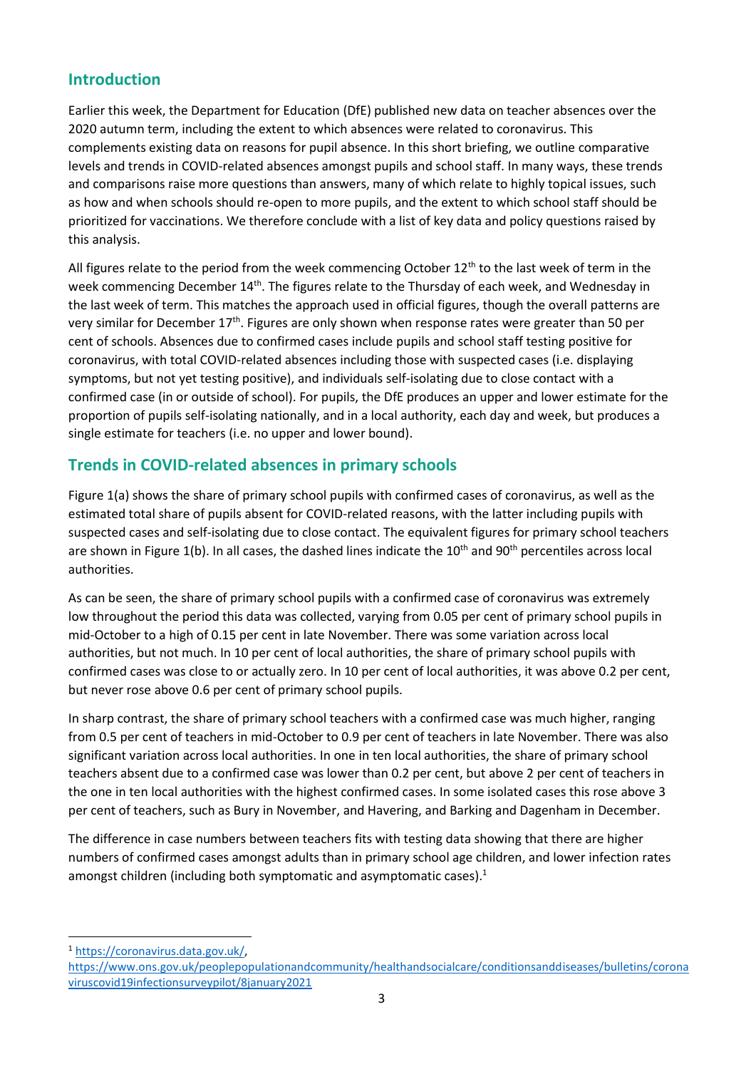## Introduction

Earlier this week, the Department for Education (DfE) published new data on teacher absences over the 2020 autumn term, including the extent to which absences were related to coronavirus. This complements existing data on reasons for pupil absence. In this short briefing, we outline comparative levels and trends in COVID-related absences amongst pupils and school staff. In many ways, these trends and comparisons raise more questions than answers, many of which relate to highly topical issues, such as how and when schools should re-open to more pupils, and the extent to which school staff should be prioritized for vaccinations. We therefore conclude with a list of key data and policy questions raised by this analysis.

All figures relate to the period from the week commencing October 12th to the last week of term in the week commencing December 14th. The figures relate to the Thursday of each week, and Wednesday in the last week of term. This matches the approach used in official figures, though the overall patterns are very similar for December 17th. Figures are only shown when response rates were greater than 50 per cent of schools. Absences due to confirmed cases include pupils and school staff testing positive for coronavirus, with total COVID-related absences including those with suspected cases (i.e. displaying symptoms, but not yet testing positive), and individuals self-isolating due to close contact with a confirmed case (in or outside of school). For pupils, the DfE produces an upper and lower estimate for the proportion of pupils self-isolating nationally, and in a local authority, each day and week, but produces a single estimate for teachers (i.e. no upper and lower bound).

## Trends in COVID-related absences in primary schools

Figure 1(a) shows the share of primary school pupils with confirmed cases of coronavirus, as well as the estimated total share of pupils absent for COVID-related reasons, with the latter including pupils with suspected cases and self-isolating due to close contact. The equivalent figures for primary school teachers are shown in Figure 1(b). In all cases, the dashed lines indicate the 10th and 90th percentiles across local authorities.

As can be seen, the share of primary school pupils with a confirmed case of coronavirus was extremely low throughout the period this data was collected, varying from 0.05 per cent of primary school pupils in mid-October to a high of 0.15 per cent in late November. There was some variation across local authorities, but not much. In 10 per cent of local authorities, the share of primary school pupils with confirmed cases was close to or actually zero. In 10 per cent of local authorities, it was above 0.2 per cent, but never rose above 0.6 per cent of primary school pupils.

In sharp contrast, the share of primary school teachers with a confirmed case was much higher, ranging from 0.5 per cent of teachers in mid-October to 0.9 per cent of teachers in late November. There was also significant variation across local authorities. In one in ten local authorities, the share of primary school teachers absent due to a confirmed case was lower than 0.2 per cent, but above 2 per cent of teachers in the one in ten local authorities with the highest confirmed cases. In some isolated cases this rose above 3 per cent of teachers, such as Bury in November, and Havering, and Barking and Dagenham in December.

The difference in case numbers between teachers fits with testing data showing that there are higher numbers of confirmed cases amongst adults than in primary school age children, and lower infection rates amongst children (including both symptomatic and asymptomatic cases).[1]

[1] https://coronavirus.data.gov.uk/, https://www.ons.gov.uk/peoplepopulationandcommunity/healthandsocialcare/conditionsanddiseases/bulletins/coronaviruscovid19infectionsurveypilot/8january2021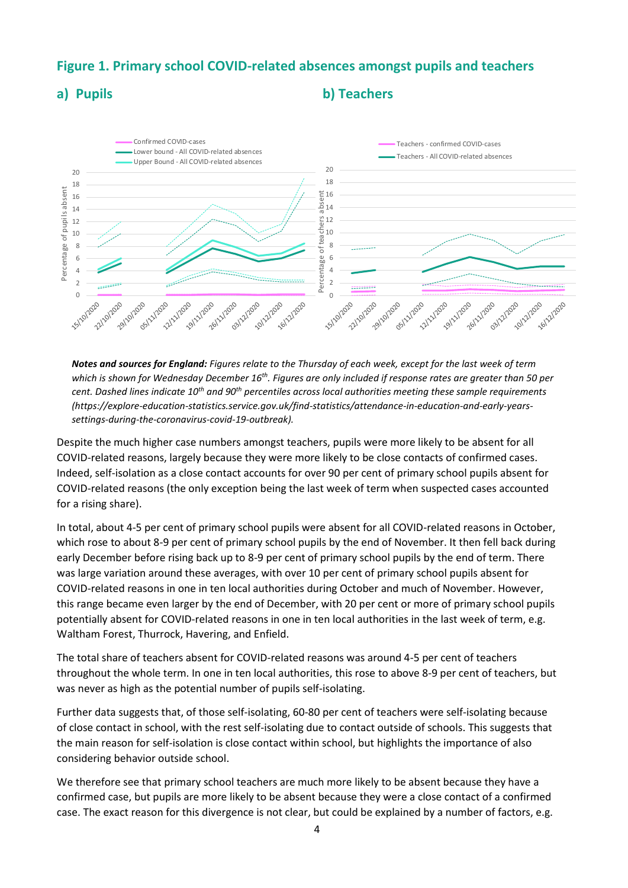## Figure 1. Primary school COVID-related absences amongst pupils and teachers

### a) Pupils

### b) Teachers

***Notes and sources for England:*** *Figures relate to the Thursday of each week, except for the last week of term which is shown for Wednesday December 16th. Figures are only included if response rates are greater than 50 per cent. Dashed lines indicate 10th and 90th percentiles across local authorities meeting these sample requirements (https://explore-education-statistics.service.gov.uk/find-statistics/attendance-in-education-and-early-years-settings-during-the-coronavirus-covid-19-outbreak).*

Despite the much higher case numbers amongst teachers, pupils were more likely to be absent for all COVID-related reasons, largely because they were more likely to be close contacts of confirmed cases. Indeed, self-isolation as a close contact accounts for over 90 per cent of primary school pupils absent for COVID-related reasons (the only exception being the last week of term when suspected cases accounted for a rising share).

In total, about 4-5 per cent of primary school pupils were absent for all COVID-related reasons in October, which rose to about 8-9 per cent of primary school pupils by the end of November. It then fell back during early December before rising back up to 8-9 per cent of primary school pupils by the end of term. There was large variation around these averages, with over 10 per cent of primary school pupils absent for COVID-related reasons in one in ten local authorities during October and much of November. However, this range became even larger by the end of December, with 20 per cent or more of primary school pupils potentially absent for COVID-related reasons in one in ten local authorities in the last week of term, e.g. Waltham Forest, Thurrock, Havering, and Enfield.

The total share of teachers absent for COVID-related reasons was around 4-5 per cent of teachers throughout the whole term. In one in ten local authorities, this rose to above 8-9 per cent of teachers, but was never as high as the potential number of pupils self-isolating.

Further data suggests that, of those self-isolating, 60-80 per cent of teachers were self-isolating because of close contact in school, with the rest self-isolating due to contact outside of schools. This suggests that the main reason for self-isolation is close contact within school, but highlights the importance of also considering behavior outside school.

We therefore see that primary school teachers are much more likely to be absent because they have a confirmed case, but pupils are more likely to be absent because they were a close contact of a confirmed case. The exact reason for this divergence is not clear, but could be explained by a number of factors, e.g.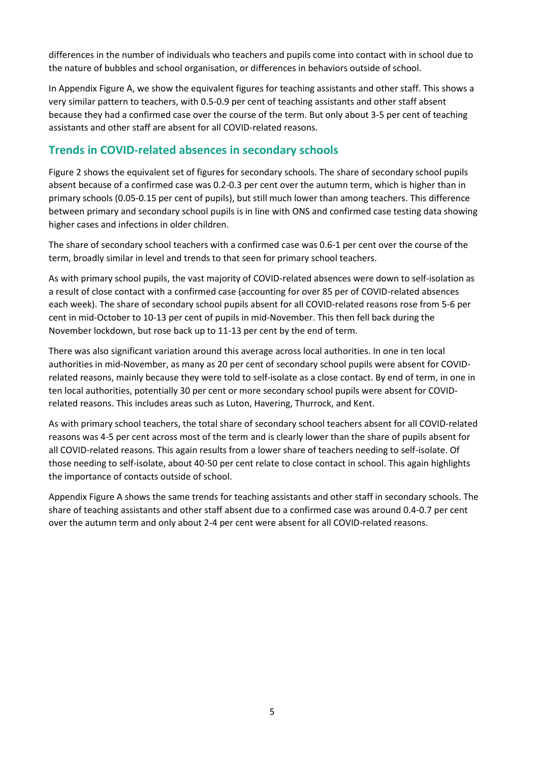differences in the number of individuals who teachers and pupils come into contact with in school due to the nature of bubbles and school organisation, or differences in behaviors outside of school.

In Appendix Figure A, we show the equivalent figures for teaching assistants and other staff. This shows a very similar pattern to teachers, with 0.5-0.9 per cent of teaching assistants and other staff absent because they had a confirmed case over the course of the term. But only about 3-5 per cent of teaching assistants and other staff are absent for all COVID-related reasons.

## Trends in COVID-related absences in secondary schools

Figure 2 shows the equivalent set of figures for secondary schools. The share of secondary school pupils absent because of a confirmed case was 0.2-0.3 per cent over the autumn term, which is higher than in primary schools (0.05-0.15 per cent of pupils), but still much lower than among teachers. This difference between primary and secondary school pupils is in line with ONS and confirmed case testing data showing higher cases and infections in older children.

The share of secondary school teachers with a confirmed case was 0.6-1 per cent over the course of the term, broadly similar in level and trends to that seen for primary school teachers.

As with primary school pupils, the vast majority of COVID-related absences were down to self-isolation as a result of close contact with a confirmed case (accounting for over 85 per of COVID-related absences each week). The share of secondary school pupils absent for all COVID-related reasons rose from 5-6 per cent in mid-October to 10-13 per cent of pupils in mid-November. This then fell back during the November lockdown, but rose back up to 11-13 per cent by the end of term.

There was also significant variation around this average across local authorities. In one in ten local authorities in mid-November, as many as 20 per cent of secondary school pupils were absent for COVID-related reasons, mainly because they were told to self-isolate as a close contact. By end of term, in one in ten local authorities, potentially 30 per cent or more secondary school pupils were absent for COVID-related reasons. This includes areas such as Luton, Havering, Thurrock, and Kent.

As with primary school teachers, the total share of secondary school teachers absent for all COVID-related reasons was 4-5 per cent across most of the term and is clearly lower than the share of pupils absent for all COVID-related reasons. This again results from a lower share of teachers needing to self-isolate. Of those needing to self-isolate, about 40-50 per cent relate to close contact in school. This again highlights the importance of contacts outside of school.

Appendix Figure A shows the same trends for teaching assistants and other staff in secondary schools. The share of teaching assistants and other staff absent due to a confirmed case was around 0.4-0.7 per cent over the autumn term and only about 2-4 per cent were absent for all COVID-related reasons.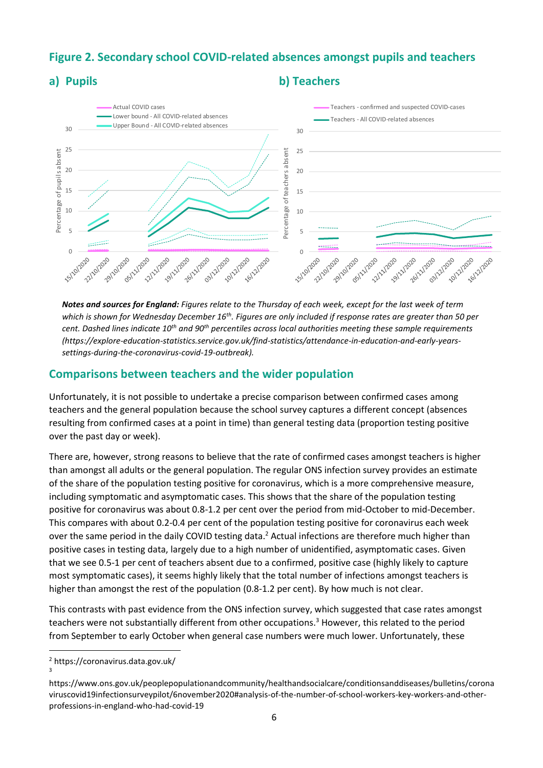## Figure 2. Secondary school COVID-related absences amongst pupils and teachers

### a) Pupils

### b) Teachers

***Notes and sources for England:*** *Figures relate to the Thursday of each week, except for the last week of term which is shown for Wednesday December 16th. Figures are only included if response rates are greater than 50 per cent. Dashed lines indicate 10th and 90th percentiles across local authorities meeting these sample requirements (https://explore-education-statistics.service.gov.uk/find-statistics/attendance-in-education-and-early-years-settings-during-the-coronavirus-covid-19-outbreak).*

## Comparisons between teachers and the wider population

Unfortunately, it is not possible to undertake a precise comparison between confirmed cases among teachers and the general population because the school survey captures a different concept (absences resulting from confirmed cases at a point in time) than general testing data (proportion testing positive over the past day or week).

There are, however, strong reasons to believe that the rate of confirmed cases amongst teachers is higher than amongst all adults or the general population. The regular ONS infection survey provides an estimate of the share of the population testing positive for coronavirus, which is a more comprehensive measure, including symptomatic and asymptomatic cases. This shows that the share of the population testing positive for coronavirus was about 0.8-1.2 per cent over the period from mid-October to mid-December. This compares with about 0.2-0.4 per cent of the population testing positive for coronavirus each week over the same period in the daily COVID testing data.[2] Actual infections are therefore much higher than positive cases in testing data, largely due to a high number of unidentified, asymptomatic cases. Given that we see 0.5-1 per cent of teachers absent due to a confirmed, positive case (highly likely to capture most symptomatic cases), it seems highly likely that the total number of infections amongst teachers is higher than amongst the rest of the population (0.8-1.2 per cent). By how much is not clear.

This contrasts with past evidence from the ONS infection survey, which suggested that case rates amongst teachers were not substantially different from other occupations.[3] However, this related to the period from September to early October when general case numbers were much lower. Unfortunately, these

[2] https://coronavirus.data.gov.uk/

[3] https://www.ons.gov.uk/peoplepopulationandcommunity/healthandsocialcare/conditionsanddiseases/bulletins/coronaviruscovid19infectionsurveypilot/6november2020#analysis-of-the-number-of-school-workers-key-workers-and-other-professions-in-england-who-had-covid-19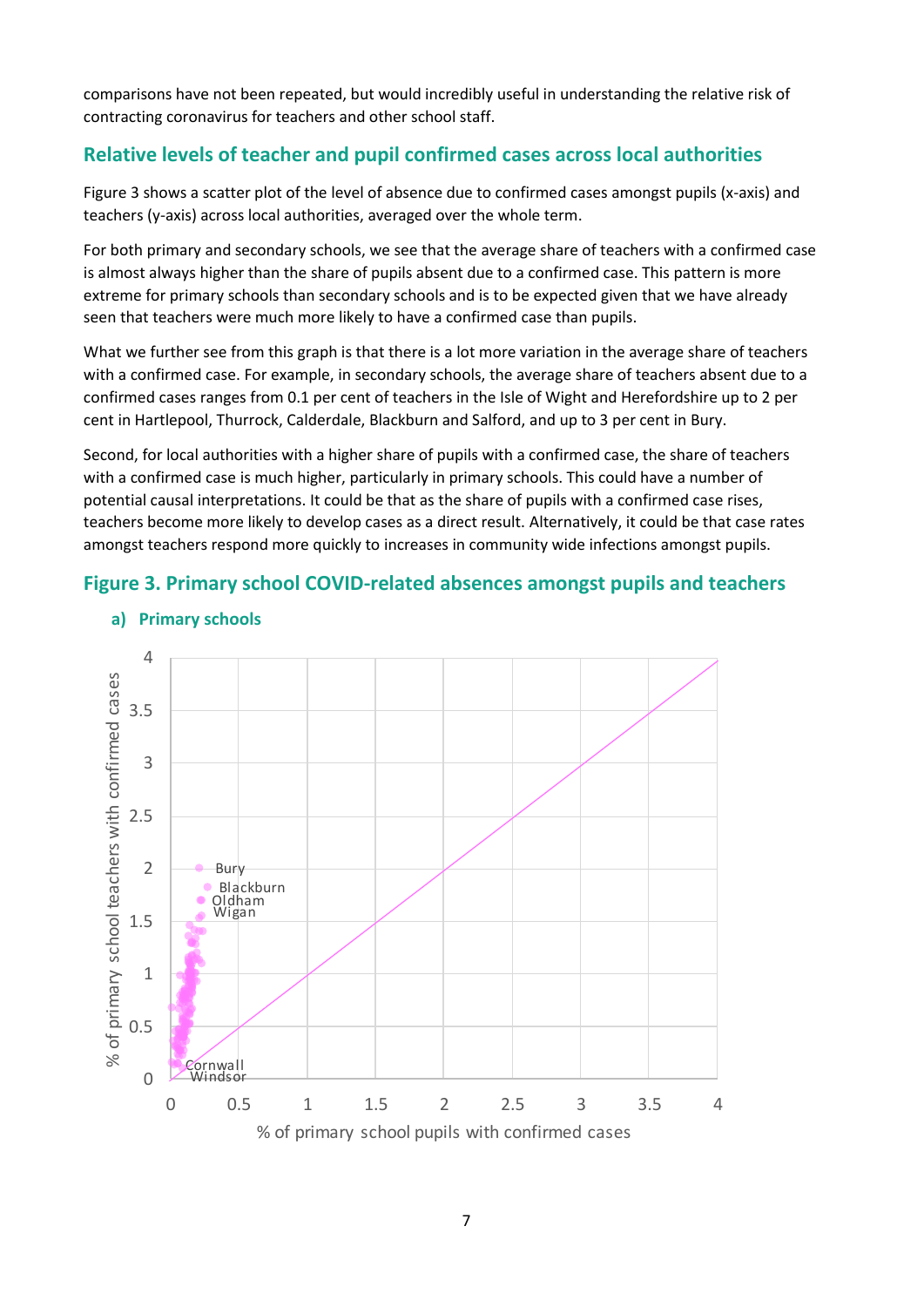comparisons have not been repeated, but would incredibly useful in understanding the relative risk of contracting coronavirus for teachers and other school staff.

## Relative levels of teacher and pupil confirmed cases across local authorities

Figure 3 shows a scatter plot of the level of absence due to confirmed cases amongst pupils (x-axis) and teachers (y-axis) across local authorities, averaged over the whole term.

For both primary and secondary schools, we see that the average share of teachers with a confirmed case is almost always higher than the share of pupils absent due to a confirmed case. This pattern is more extreme for primary schools than secondary schools and is to be expected given that we have already seen that teachers were much more likely to have a confirmed case than pupils.

What we further see from this graph is that there is a lot more variation in the average share of teachers with a confirmed case. For example, in secondary schools, the average share of teachers absent due to a confirmed cases ranges from 0.1 per cent of teachers in the Isle of Wight and Herefordshire up to 2 per cent in Hartlepool, Thurrock, Calderdale, Blackburn and Salford, and up to 3 per cent in Bury.

Second, for local authorities with a higher share of pupils with a confirmed case, the share of teachers with a confirmed case is much higher, particularly in primary schools. This could have a number of potential causal interpretations. It could be that as the share of pupils with a confirmed case rises, teachers become more likely to develop cases as a direct result. Alternatively, it could be that case rates amongst teachers respond more quickly to increases in community wide infections amongst pupils.

## Figure 3. Primary school COVID-related absences amongst pupils and teachers

### a) Primary schools

Bury
Blackburn
Oldham
Wigan
Cornwall
Windsor

% of primary school teachers with confirmed cases

% of primary school pupils with confirmed cases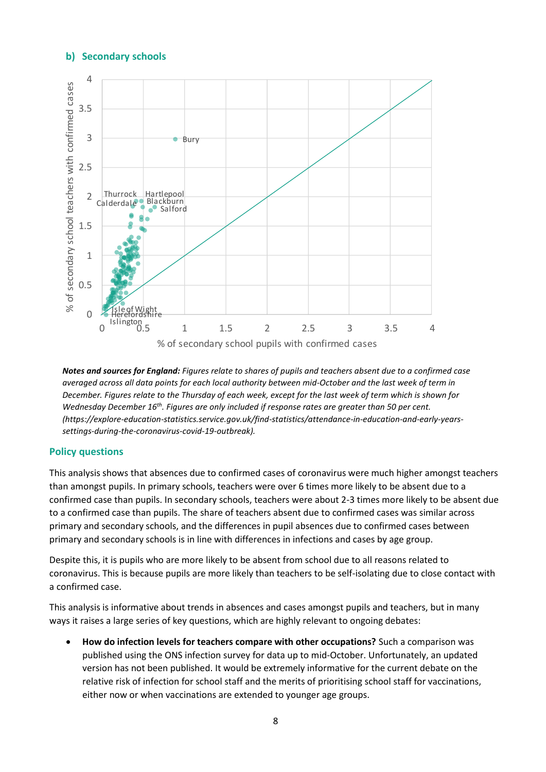### b) Secondary schools

*Notes and sources for England: Figures relate to shares of pupils and teachers absent due to a confirmed case averaged across all data points for each local authority between mid-October and the last week of term in December. Figures relate to the Thursday of each week, except for the last week of term which is shown for Wednesday December 16th. Figures are only included if response rates are greater than 50 per cent. (https://explore-education-statistics.service.gov.uk/find-statistics/attendance-in-education-and-early-years-settings-during-the-coronavirus-covid-19-outbreak).*

## Policy questions

This analysis shows that absences due to confirmed cases of coronavirus were much higher amongst teachers than amongst pupils. In primary schools, teachers were over 6 times more likely to be absent due to a confirmed case than pupils. In secondary schools, teachers were about 2-3 times more likely to be absent due to a confirmed case than pupils. The share of teachers absent due to confirmed cases was similar across primary and secondary schools, and the differences in pupil absences due to confirmed cases between primary and secondary schools is in line with differences in infections and cases by age group.

Despite this, it is pupils who are more likely to be absent from school due to all reasons related to coronavirus. This is because pupils are more likely than teachers to be self-isolating due to close contact with a confirmed case.

This analysis is informative about trends in absences and cases amongst pupils and teachers, but in many ways it raises a large series of key questions, which are highly relevant to ongoing debates:

- **How do infection levels for teachers compare with other occupations?** Such a comparison was published using the ONS infection survey for data up to mid-October. Unfortunately, an updated version has not been published. It would be extremely informative for the current debate on the relative risk of infection for school staff and the merits of prioritising school staff for vaccinations, either now or when vaccinations are extended to younger age groups.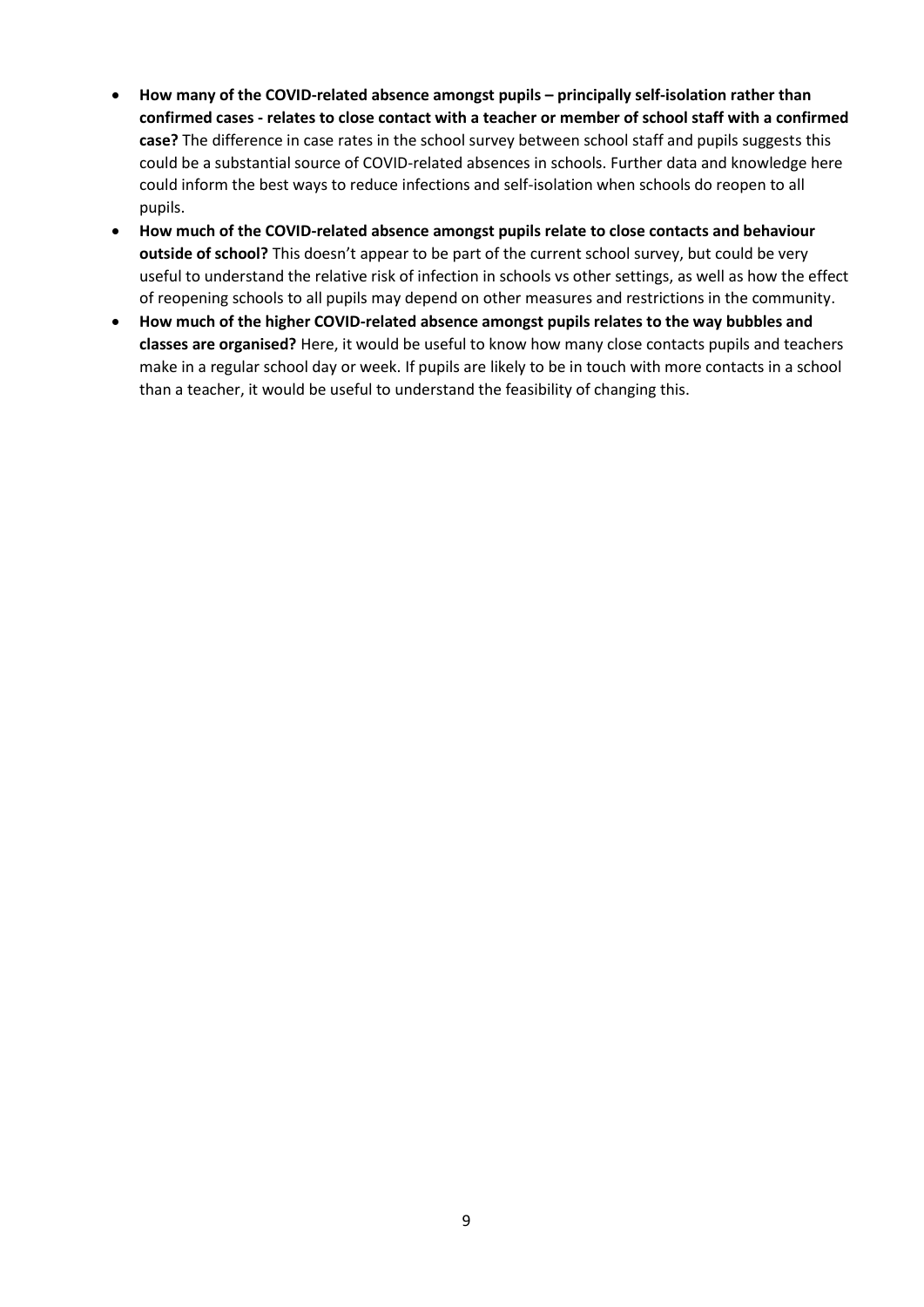- **How many of the COVID-related absence amongst pupils – principally self-isolation rather than confirmed cases - relates to close contact with a teacher or member of school staff with a confirmed case?** The difference in case rates in the school survey between school staff and pupils suggests this could be a substantial source of COVID-related absences in schools. Further data and knowledge here could inform the best ways to reduce infections and self-isolation when schools do reopen to all pupils.
- **How much of the COVID-related absence amongst pupils relate to close contacts and behaviour outside of school?** This doesn't appear to be part of the current school survey, but could be very useful to understand the relative risk of infection in schools vs other settings, as well as how the effect of reopening schools to all pupils may depend on other measures and restrictions in the community.
- **How much of the higher COVID-related absence amongst pupils relates to the way bubbles and classes are organised?** Here, it would be useful to know how many close contacts pupils and teachers make in a regular school day or week. If pupils are likely to be in touch with more contacts in a school than a teacher, it would be useful to understand the feasibility of changing this.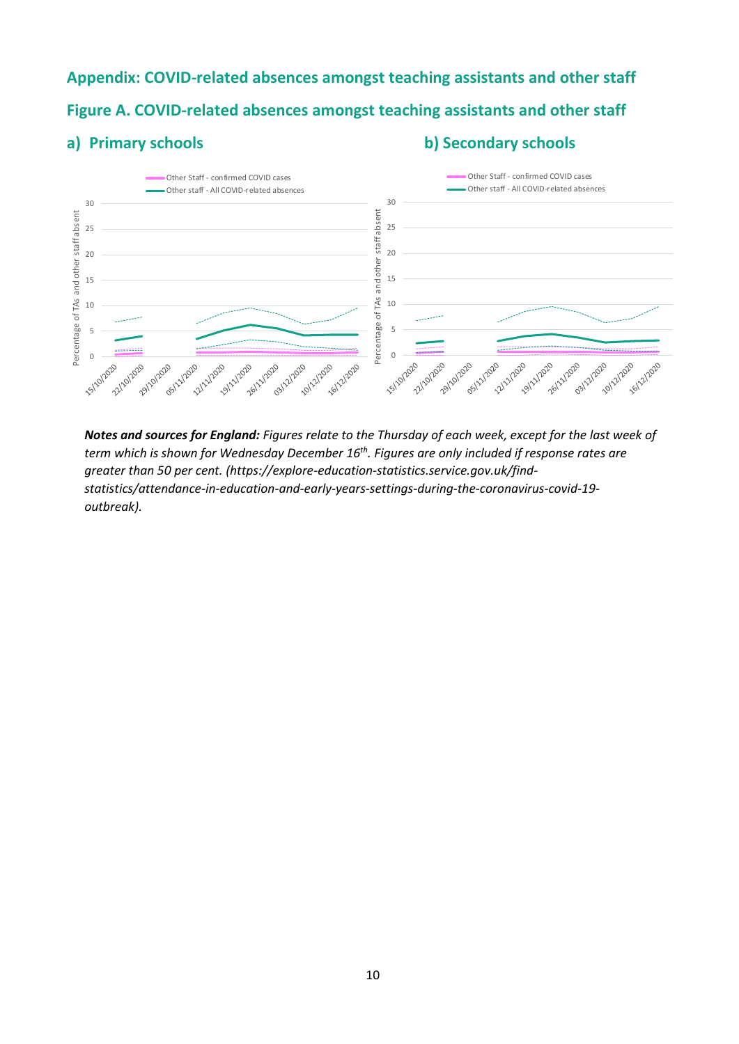## Appendix: COVID-related absences amongst teaching assistants and other staff

### Figure A. COVID-related absences amongst teaching assistants and other staff

### a) Primary schools

Other Staff - confirmed COVID cases
Other staff - All COVID-related absences

Percentage of TAs and other staff absent

30
25
20
15
10
5
0

15/10/2020
22/10/2020
29/10/2020
05/11/2020
12/11/2020
19/11/2020
26/11/2020
03/12/2020
10/12/2020
16/12/2020

### b) Secondary schools

Other Staff - confirmed COVID cases
Other staff - All COVID-related absences

Percentage of TAs and other staff absent

30
25
20
15
10
5
0

15/10/2020
22/10/2020
29/10/2020
05/11/2020
12/11/2020
19/11/2020
26/11/2020
03/12/2020
10/12/2020
16/12/2020

***Notes and sources for England:*** *Figures relate to the Thursday of each week, except for the last week of term which is shown for Wednesday December 16th. Figures are only included if response rates are greater than 50 per cent. (https://explore-education-statistics.service.gov.uk/find-statistics/attendance-in-education-and-early-years-settings-during-the-coronavirus-covid-19-outbreak).*